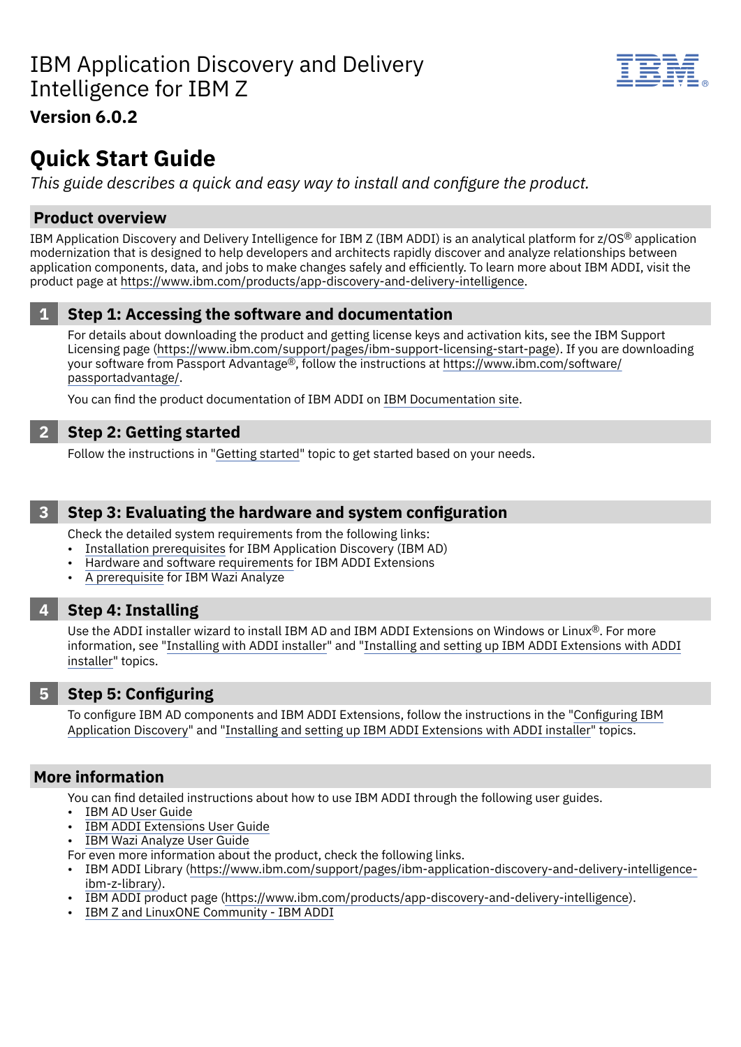# IBM Application Discovery and Delivery Intelligence for IBM Z

**Version 6.0.2**

## Quick Start Guide

*This guide describes a quick and easy way to install and configure the product.*

### Product overview

IBM Application Discovery and Delivery Intelligence for IBM Z (IBM ADDI) is an analytical platform for z/OS® application modernization that is designed to help developers and architects rapidly discover and analyze relationships between application components, data, and jobs to make changes safely and efficiently. To learn more about IBM ADDI, visit the product page at https://www.ibm.com/products/app-discovery-and-delivery-intelligence.

### 1 Step 1: Accessing the software and documentation

For details about downloading the product and getting license keys and activation kits, see the IBM Support Licensing page (https://www.ibm.com/support/pages/ibm-support-licensing-start-page). If you are downloading your software from Passport Advantage®, follow the instructions at https://www.ibm.com/software/passportadvantage/.

You can find the product documentation of IBM ADDI on IBM Documentation site.

### 2 Step 2: Getting started

Follow the instructions in "Getting started" topic to get started based on your needs.

### 3 Step 3: Evaluating the hardware and system configuration

Check the detailed system requirements from the following links:

- Installation prerequisites for IBM Application Discovery (IBM AD)
- Hardware and software requirements for IBM ADDI Extensions
- A prerequisite for IBM Wazi Analyze

### 4 Step 4: Installing

Use the ADDI installer wizard to install IBM AD and IBM ADDI Extensions on Windows or Linux®. For more information, see "Installing with ADDI installer" and "Installing and setting up IBM ADDI Extensions with ADDI installer" topics.

### 5 Step 5: Configuring

To configure IBM AD components and IBM ADDI Extensions, follow the instructions in the "Configuring IBM Application Discovery" and "Installing and setting up IBM ADDI Extensions with ADDI installer" topics.

### More information

You can find detailed instructions about how to use IBM ADDI through the following user guides.

- IBM AD User Guide
- IBM ADDI Extensions User Guide
- IBM Wazi Analyze User Guide

For even more information about the product, check the following links.

- IBM ADDI Library (https://www.ibm.com/support/pages/ibm-application-discovery-and-delivery-intelligence-ibm-z-library).
- IBM ADDI product page (https://www.ibm.com/products/app-discovery-and-delivery-intelligence).
- IBM Z and LinuxONE Community - IBM ADDI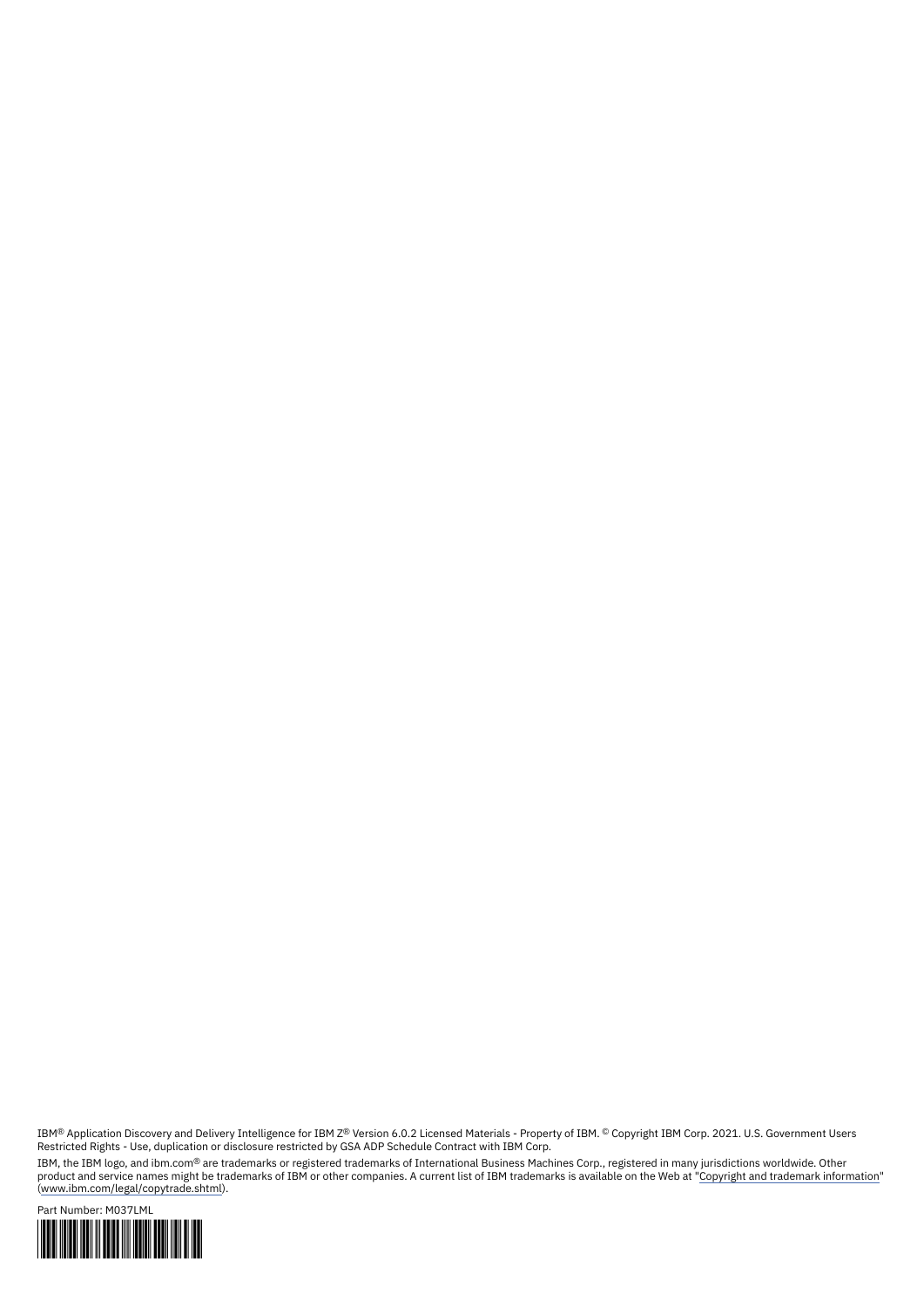IBM® Application Discovery and Delivery Intelligence for IBM Z® Version 6.0.2 Licensed Materials - Property of IBM. © Copyright IBM Corp. 2021. U.S. Government Users Restricted Rights - Use, duplication or disclosure restricted by GSA ADP Schedule Contract with IBM Corp.

IBM, the IBM logo, and ibm.com® are trademarks or registered trademarks of International Business Machines Corp., registered in many jurisdictions worldwide. Other product and service names might be trademarks of IBM or other companies. A current list of IBM trademarks is available on the Web at "Copyright and trademark information" (www.ibm.com/legal/copytrade.shtml).

Part Number: M037LML